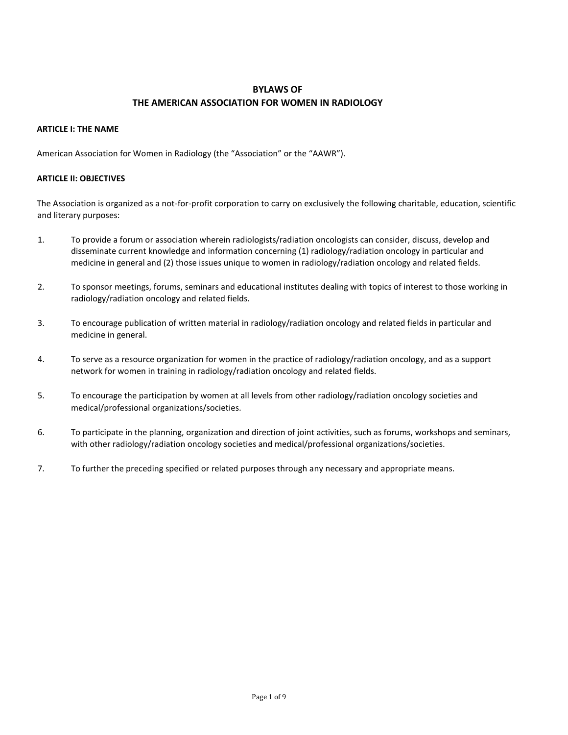# BYLAWS OF
# THE AMERICAN ASSOCIATION FOR WOMEN IN RADIOLOGY

## ARTICLE I: THE NAME

American Association for Women in Radiology (the "Association" or the "AAWR").

## ARTICLE II: OBJECTIVES

The Association is organized as a not-for-profit corporation to carry on exclusively the following charitable, education, scientific and literary purposes:

1. To provide a forum or association wherein radiologists/radiation oncologists can consider, discuss, develop and disseminate current knowledge and information concerning (1) radiology/radiation oncology in particular and medicine in general and (2) those issues unique to women in radiology/radiation oncology and related fields.

2. To sponsor meetings, forums, seminars and educational institutes dealing with topics of interest to those working in radiology/radiation oncology and related fields.

3. To encourage publication of written material in radiology/radiation oncology and related fields in particular and medicine in general.

4. To serve as a resource organization for women in the practice of radiology/radiation oncology, and as a support network for women in training in radiology/radiation oncology and related fields.

5. To encourage the participation by women at all levels from other radiology/radiation oncology societies and medical/professional organizations/societies.

6. To participate in the planning, organization and direction of joint activities, such as forums, workshops and seminars, with other radiology/radiation oncology societies and medical/professional organizations/societies.

7. To further the preceding specified or related purposes through any necessary and appropriate means.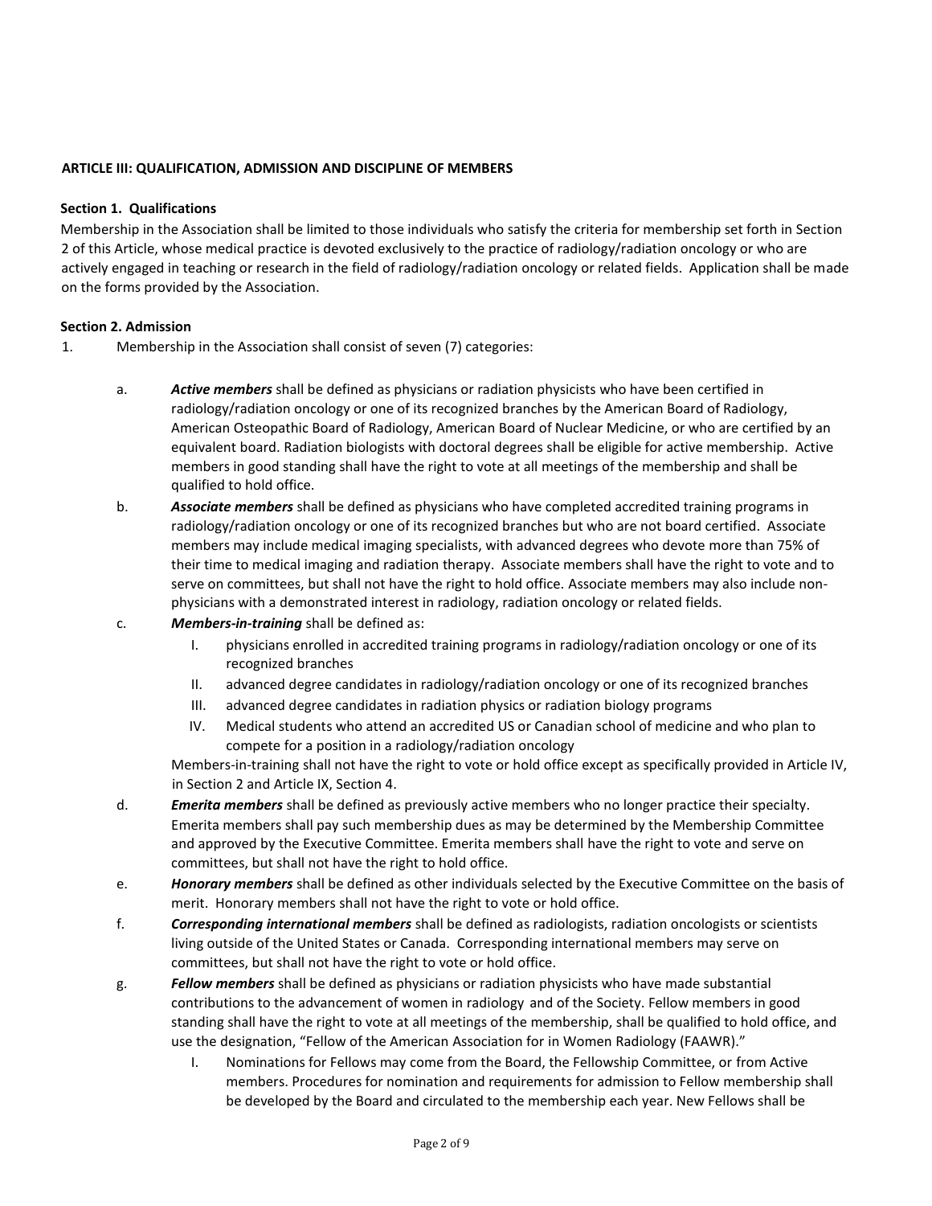**ARTICLE III: QUALIFICATION, ADMISSION AND DISCIPLINE OF MEMBERS**

**Section 1. Qualifications**

Membership in the Association shall be limited to those individuals who satisfy the criteria for membership set forth in Section 2 of this Article, whose medical practice is devoted exclusively to the practice of radiology/radiation oncology or who are actively engaged in teaching or research in the field of radiology/radiation oncology or related fields. Application shall be made on the forms provided by the Association.

**Section 2. Admission**

1. Membership in the Association shall consist of seven (7) categories:

   a. ***Active members*** shall be defined as physicians or radiation physicists who have been certified in radiology/radiation oncology or one of its recognized branches by the American Board of Radiology, American Osteopathic Board of Radiology, American Board of Nuclear Medicine, or who are certified by an equivalent board. Radiation biologists with doctoral degrees shall be eligible for active membership. Active members in good standing shall have the right to vote at all meetings of the membership and shall be qualified to hold office.

   b. ***Associate members*** shall be defined as physicians who have completed accredited training programs in radiology/radiation oncology or one of its recognized branches but who are not board certified. Associate members may include medical imaging specialists, with advanced degrees who devote more than 75% of their time to medical imaging and radiation therapy. Associate members shall have the right to vote and to serve on committees, but shall not have the right to hold office. Associate members may also include non-physicians with a demonstrated interest in radiology, radiation oncology or related fields.

   c. ***Members-in-training*** shall be defined as:

      I. physicians enrolled in accredited training programs in radiology/radiation oncology or one of its recognized branches

      II. advanced degree candidates in radiology/radiation oncology or one of its recognized branches

      III. advanced degree candidates in radiation physics or radiation biology programs

      IV. Medical students who attend an accredited US or Canadian school of medicine and who plan to compete for a position in a radiology/radiation oncology

      Members-in-training shall not have the right to vote or hold office except as specifically provided in Article IV, in Section 2 and Article IX, Section 4.

   d. ***Emerita members*** shall be defined as previously active members who no longer practice their specialty. Emerita members shall pay such membership dues as may be determined by the Membership Committee and approved by the Executive Committee. Emerita members shall have the right to vote and serve on committees, but shall not have the right to hold office.

   e. ***Honorary members*** shall be defined as other individuals selected by the Executive Committee on the basis of merit. Honorary members shall not have the right to vote or hold office.

   f. ***Corresponding international members*** shall be defined as radiologists, radiation oncologists or scientists living outside of the United States or Canada. Corresponding international members may serve on committees, but shall not have the right to vote or hold office.

   g. ***Fellow members*** shall be defined as physicians or radiation physicists who have made substantial contributions to the advancement of women in radiology and of the Society. Fellow members in good standing shall have the right to vote at all meetings of the membership, shall be qualified to hold office, and use the designation, "Fellow of the American Association for in Women Radiology (FAAWR)."

      I. Nominations for Fellows may come from the Board, the Fellowship Committee, or from Active members. Procedures for nomination and requirements for admission to Fellow membership shall be developed by the Board and circulated to the membership each year. New Fellows shall be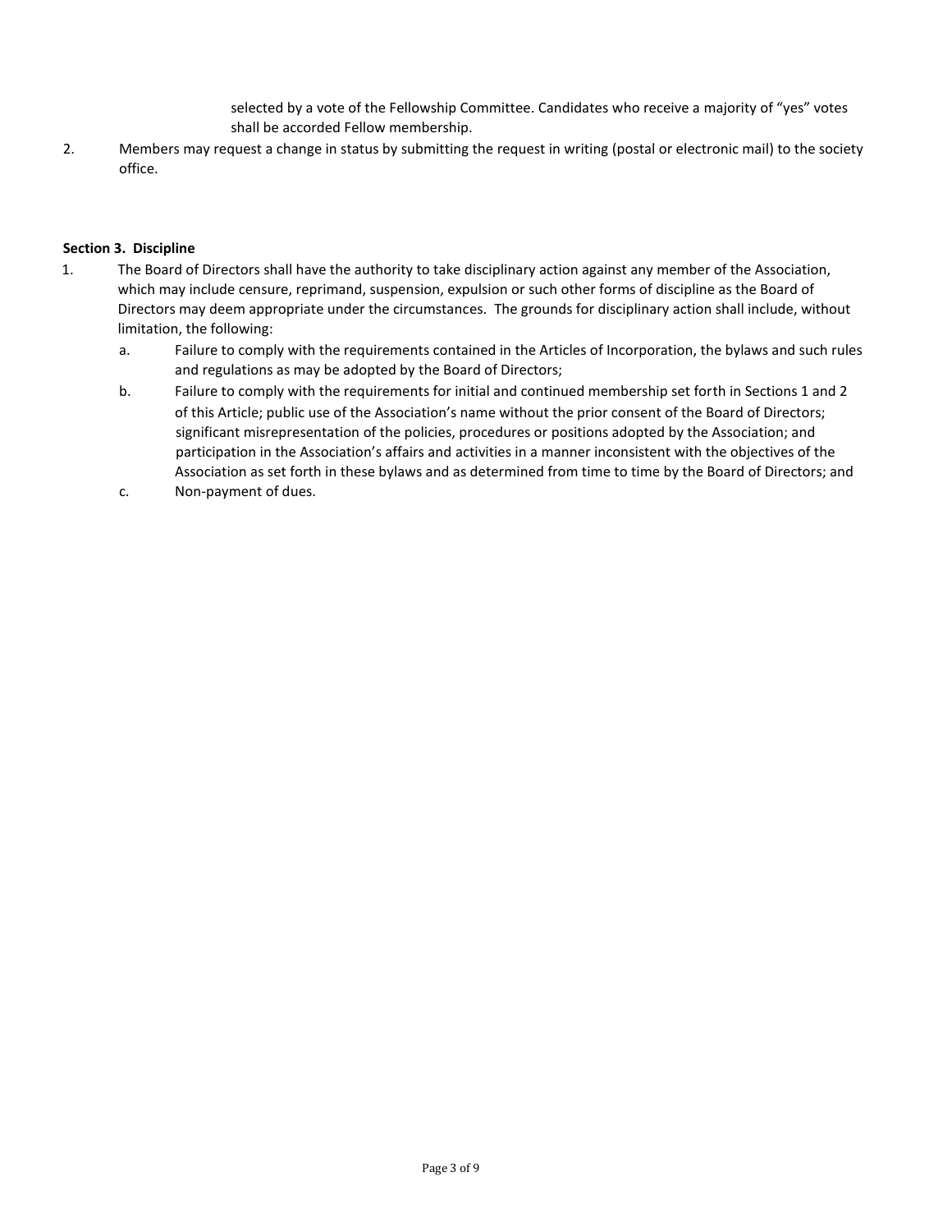selected by a vote of the Fellowship Committee. Candidates who receive a majority of "yes" votes shall be accorded Fellow membership.

2. Members may request a change in status by submitting the request in writing (postal or electronic mail) to the society office.

**Section 3. Discipline**

1. The Board of Directors shall have the authority to take disciplinary action against any member of the Association, which may include censure, reprimand, suspension, expulsion or such other forms of discipline as the Board of Directors may deem appropriate under the circumstances. The grounds for disciplinary action shall include, without limitation, the following:
   a. Failure to comply with the requirements contained in the Articles of Incorporation, the bylaws and such rules and regulations as may be adopted by the Board of Directors;
   b. Failure to comply with the requirements for initial and continued membership set forth in Sections 1 and 2 of this Article; public use of the Association's name without the prior consent of the Board of Directors; significant misrepresentation of the policies, procedures or positions adopted by the Association; and participation in the Association's affairs and activities in a manner inconsistent with the objectives of the Association as set forth in these bylaws and as determined from time to time by the Board of Directors; and
   c. Non-payment of dues.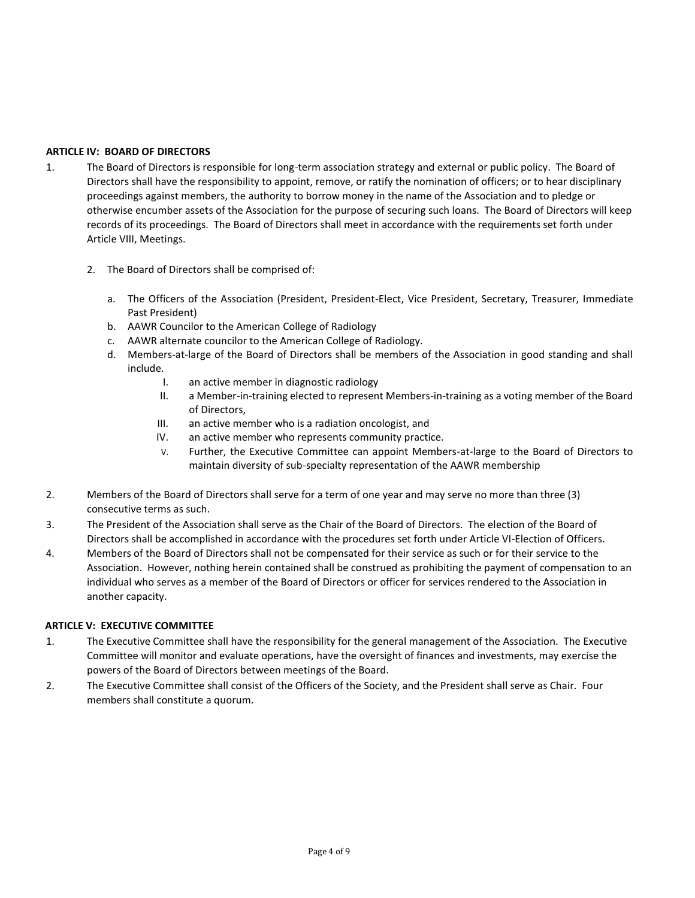**ARTICLE IV: BOARD OF DIRECTORS**

1. The Board of Directors is responsible for long-term association strategy and external or public policy. The Board of Directors shall have the responsibility to appoint, remove, or ratify the nomination of officers; or to hear disciplinary proceedings against members, the authority to borrow money in the name of the Association and to pledge or otherwise encumber assets of the Association for the purpose of securing such loans. The Board of Directors will keep records of its proceedings. The Board of Directors shall meet in accordance with the requirements set forth under Article VIII, Meetings.

   2. The Board of Directors shall be comprised of:

      a. The Officers of the Association (President, President-Elect, Vice President, Secretary, Treasurer, Immediate Past President)
      b. AAWR Councilor to the American College of Radiology
      c. AAWR alternate councilor to the American College of Radiology.
      d. Members-at-large of the Board of Directors shall be members of the Association in good standing and shall include.
         I. an active member in diagnostic radiology
         II. a Member-in-training elected to represent Members-in-training as a voting member of the Board of Directors,
         III. an active member who is a radiation oncologist, and
         IV. an active member who represents community practice.
         V. Further, the Executive Committee can appoint Members-at-large to the Board of Directors to maintain diversity of sub-specialty representation of the AAWR membership

2. Members of the Board of Directors shall serve for a term of one year and may serve no more than three (3) consecutive terms as such.
3. The President of the Association shall serve as the Chair of the Board of Directors. The election of the Board of Directors shall be accomplished in accordance with the procedures set forth under Article VI-Election of Officers.
4. Members of the Board of Directors shall not be compensated for their service as such or for their service to the Association. However, nothing herein contained shall be construed as prohibiting the payment of compensation to an individual who serves as a member of the Board of Directors or officer for services rendered to the Association in another capacity.

**ARTICLE V: EXECUTIVE COMMITTEE**

1. The Executive Committee shall have the responsibility for the general management of the Association. The Executive Committee will monitor and evaluate operations, have the oversight of finances and investments, may exercise the powers of the Board of Directors between meetings of the Board.
2. The Executive Committee shall consist of the Officers of the Society, and the President shall serve as Chair. Four members shall constitute a quorum.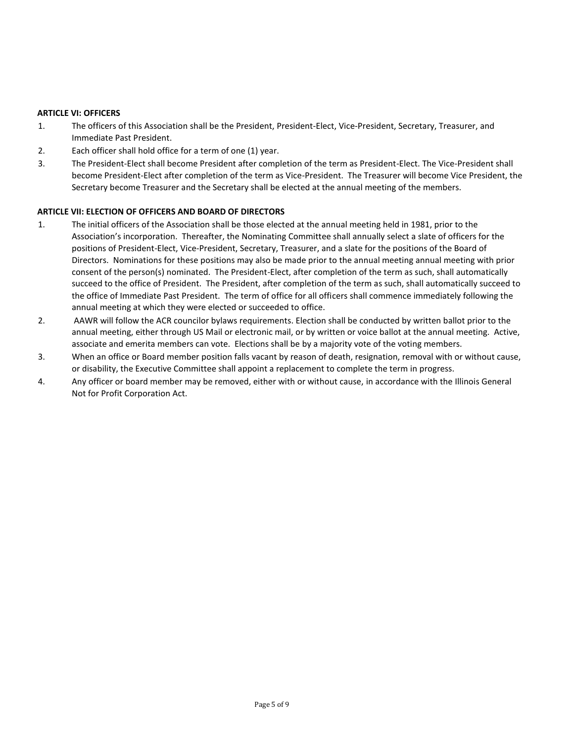**ARTICLE VI: OFFICERS**

1. The officers of this Association shall be the President, President-Elect, Vice-President, Secretary, Treasurer, and Immediate Past President.
2. Each officer shall hold office for a term of one (1) year.
3. The President-Elect shall become President after completion of the term as President-Elect. The Vice-President shall become President-Elect after completion of the term as Vice-President. The Treasurer will become Vice President, the Secretary become Treasurer and the Secretary shall be elected at the annual meeting of the members.

**ARTICLE VII: ELECTION OF OFFICERS AND BOARD OF DIRECTORS**

1. The initial officers of the Association shall be those elected at the annual meeting held in 1981, prior to the Association's incorporation. Thereafter, the Nominating Committee shall annually select a slate of officers for the positions of President-Elect, Vice-President, Secretary, Treasurer, and a slate for the positions of the Board of Directors. Nominations for these positions may also be made prior to the annual meeting annual meeting with prior consent of the person(s) nominated. The President-Elect, after completion of the term as such, shall automatically succeed to the office of President. The President, after completion of the term as such, shall automatically succeed to the office of Immediate Past President. The term of office for all officers shall commence immediately following the annual meeting at which they were elected or succeeded to office.
2. AAWR will follow the ACR councilor bylaws requirements. Election shall be conducted by written ballot prior to the annual meeting, either through US Mail or electronic mail, or by written or voice ballot at the annual meeting. Active, associate and emerita members can vote. Elections shall be by a majority vote of the voting members.
3. When an office or Board member position falls vacant by reason of death, resignation, removal with or without cause, or disability, the Executive Committee shall appoint a replacement to complete the term in progress.
4. Any officer or board member may be removed, either with or without cause, in accordance with the Illinois General Not for Profit Corporation Act.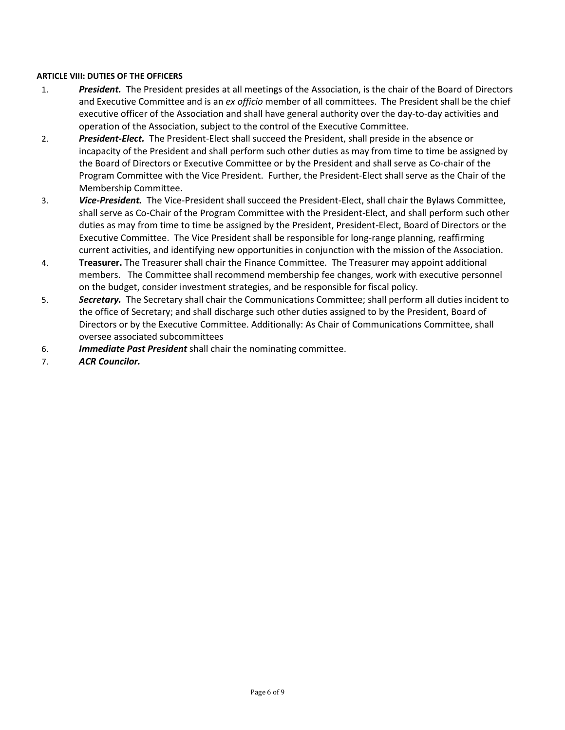**ARTICLE VIII: DUTIES OF THE OFFICERS**

1. ***President.*** The President presides at all meetings of the Association, is the chair of the Board of Directors and Executive Committee and is an *ex officio* member of all committees. The President shall be the chief executive officer of the Association and shall have general authority over the day-to-day activities and operation of the Association, subject to the control of the Executive Committee.
2. ***President-Elect.*** The President-Elect shall succeed the President, shall preside in the absence or incapacity of the President and shall perform such other duties as may from time to time be assigned by the Board of Directors or Executive Committee or by the President and shall serve as Co-chair of the Program Committee with the Vice President. Further, the President-Elect shall serve as the Chair of the Membership Committee.
3. ***Vice-President.*** The Vice-President shall succeed the President-Elect, shall chair the Bylaws Committee, shall serve as Co-Chair of the Program Committee with the President-Elect, and shall perform such other duties as may from time to time be assigned by the President, President-Elect, Board of Directors or the Executive Committee. The Vice President shall be responsible for long-range planning, reaffirming current activities, and identifying new opportunities in conjunction with the mission of the Association.
4. **Treasurer.** The Treasurer shall chair the Finance Committee. The Treasurer may appoint additional members. The Committee shall recommend membership fee changes, work with executive personnel on the budget, consider investment strategies, and be responsible for fiscal policy.
5. ***Secretary.*** The Secretary shall chair the Communications Committee; shall perform all duties incident to the office of Secretary; and shall discharge such other duties assigned to by the President, Board of Directors or by the Executive Committee. Additionally: As Chair of Communications Committee, shall oversee associated subcommittees
6. ***Immediate Past President*** shall chair the nominating committee.
7. ***ACR Councilor.***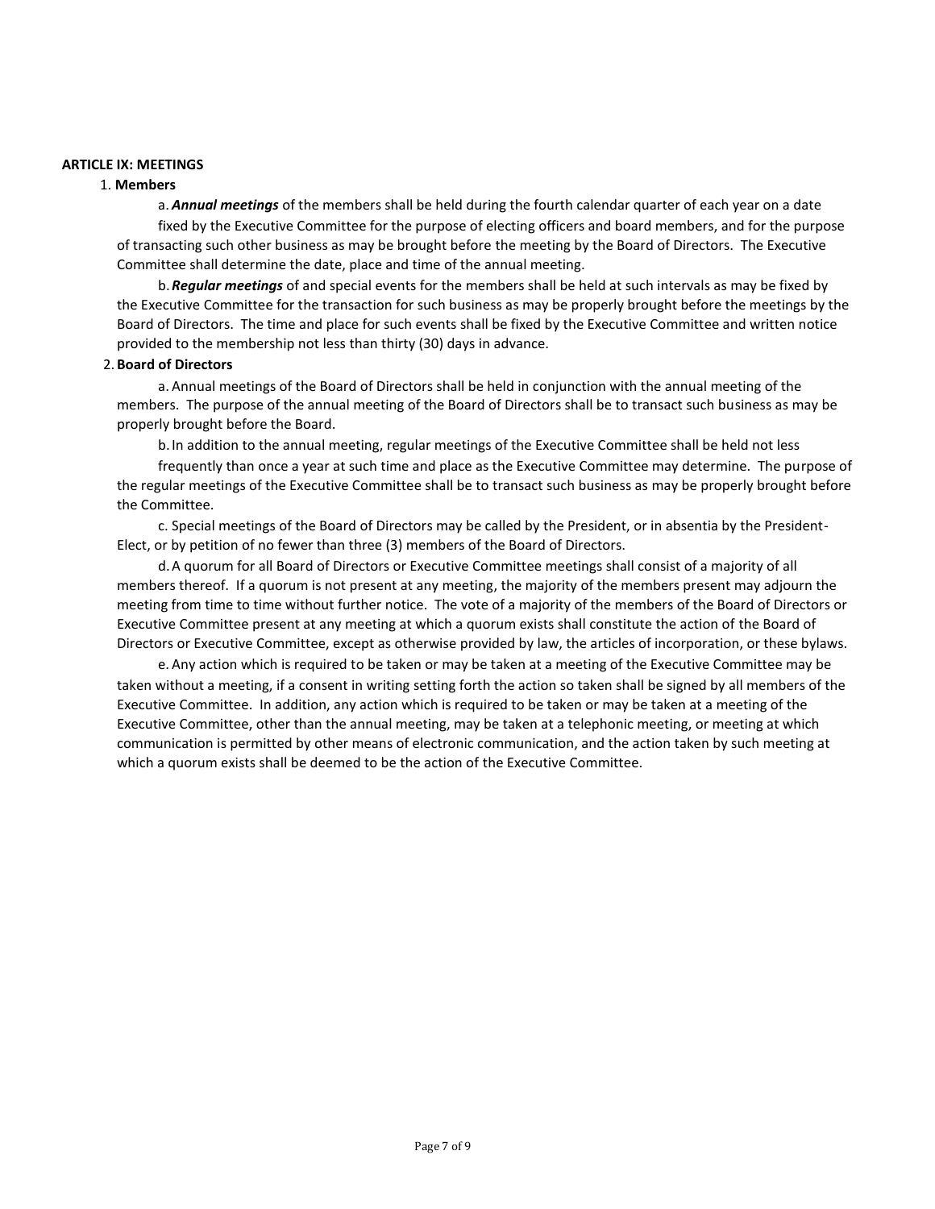**ARTICLE IX: MEETINGS**

1. **Members**

   a. ***Annual meetings*** of the members shall be held during the fourth calendar quarter of each year on a date fixed by the Executive Committee for the purpose of electing officers and board members, and for the purpose of transacting such other business as may be brought before the meeting by the Board of Directors. The Executive Committee shall determine the date, place and time of the annual meeting.

   b. ***Regular meetings*** of and special events for the members shall be held at such intervals as may be fixed by the Executive Committee for the transaction for such business as may be properly brought before the meetings by the Board of Directors. The time and place for such events shall be fixed by the Executive Committee and written notice provided to the membership not less than thirty (30) days in advance.

2. **Board of Directors**

   a. Annual meetings of the Board of Directors shall be held in conjunction with the annual meeting of the members. The purpose of the annual meeting of the Board of Directors shall be to transact such business as may be properly brought before the Board.

   b. In addition to the annual meeting, regular meetings of the Executive Committee shall be held not less frequently than once a year at such time and place as the Executive Committee may determine. The purpose of the regular meetings of the Executive Committee shall be to transact such business as may be properly brought before the Committee.

   c. Special meetings of the Board of Directors may be called by the President, or in absentia by the President-Elect, or by petition of no fewer than three (3) members of the Board of Directors.

   d. A quorum for all Board of Directors or Executive Committee meetings shall consist of a majority of all members thereof. If a quorum is not present at any meeting, the majority of the members present may adjourn the meeting from time to time without further notice. The vote of a majority of the members of the Board of Directors or Executive Committee present at any meeting at which a quorum exists shall constitute the action of the Board of Directors or Executive Committee, except as otherwise provided by law, the articles of incorporation, or these bylaws.

   e. Any action which is required to be taken or may be taken at a meeting of the Executive Committee may be taken without a meeting, if a consent in writing setting forth the action so taken shall be signed by all members of the Executive Committee. In addition, any action which is required to be taken or may be taken at a meeting of the Executive Committee, other than the annual meeting, may be taken at a telephonic meeting, or meeting at which communication is permitted by other means of electronic communication, and the action taken by such meeting at which a quorum exists shall be deemed to be the action of the Executive Committee.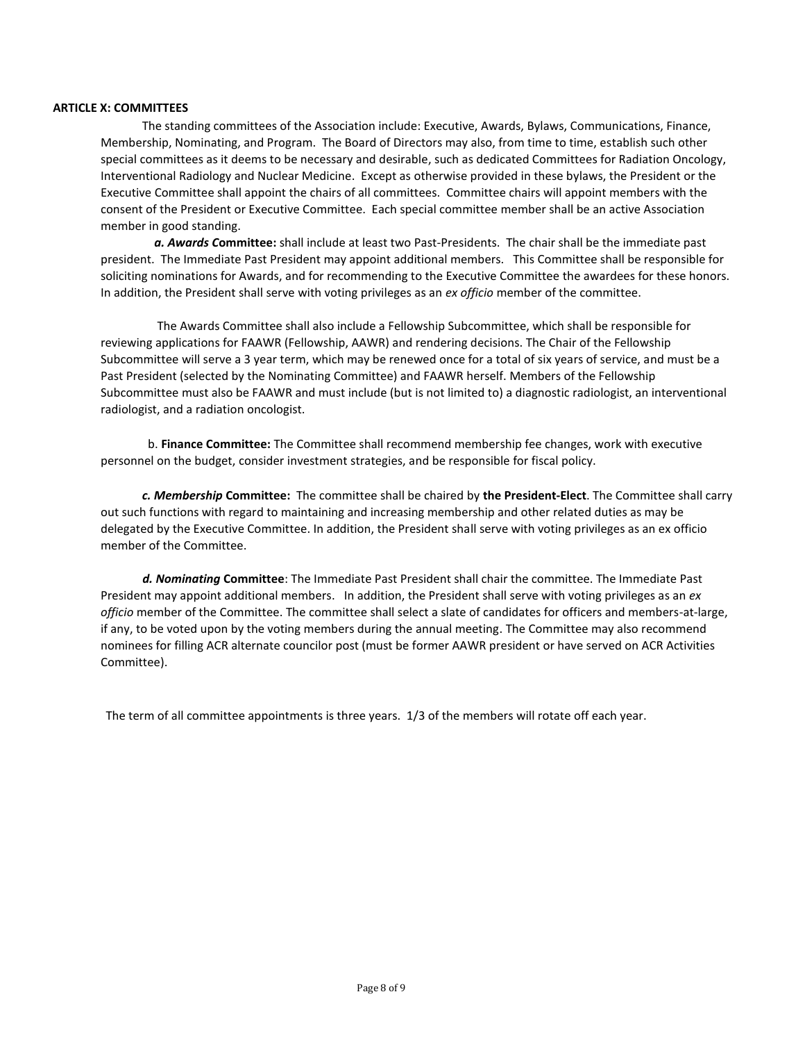**ARTICLE X: COMMITTEES**

The standing committees of the Association include: Executive, Awards, Bylaws, Communications, Finance, Membership, Nominating, and Program. The Board of Directors may also, from time to time, establish such other special committees as it deems to be necessary and desirable, such as dedicated Committees for Radiation Oncology, Interventional Radiology and Nuclear Medicine. Except as otherwise provided in these bylaws, the President or the Executive Committee shall appoint the chairs of all committees. Committee chairs will appoint members with the consent of the President or Executive Committee. Each special committee member shall be an active Association member in good standing.

***a. Awards C*ommittee:** shall include at least two Past-Presidents. The chair shall be the immediate past president. The Immediate Past President may appoint additional members. This Committee shall be responsible for soliciting nominations for Awards, and for recommending to the Executive Committee the awardees for these honors. In addition, the President shall serve with voting privileges as an *ex officio* member of the committee.

The Awards Committee shall also include a Fellowship Subcommittee, which shall be responsible for reviewing applications for FAAWR (Fellowship, AAWR) and rendering decisions. The Chair of the Fellowship Subcommittee will serve a 3 year term, which may be renewed once for a total of six years of service, and must be a Past President (selected by the Nominating Committee) and FAAWR herself. Members of the Fellowship Subcommittee must also be FAAWR and must include (but is not limited to) a diagnostic radiologist, an interventional radiologist, and a radiation oncologist.

b. **Finance Committee:** The Committee shall recommend membership fee changes, work with executive personnel on the budget, consider investment strategies, and be responsible for fiscal policy.

***c. Membership* Committee:** The committee shall be chaired by **the President-Elect**. The Committee shall carry out such functions with regard to maintaining and increasing membership and other related duties as may be delegated by the Executive Committee. In addition, the President shall serve with voting privileges as an ex officio member of the Committee.

***d. Nominating* Committee**: The Immediate Past President shall chair the committee. The Immediate Past President may appoint additional members. In addition, the President shall serve with voting privileges as an *ex officio* member of the Committee. The committee shall select a slate of candidates for officers and members-at-large, if any, to be voted upon by the voting members during the annual meeting. The Committee may also recommend nominees for filling ACR alternate councilor post (must be former AAWR president or have served on ACR Activities Committee).

The term of all committee appointments is three years. 1/3 of the members will rotate off each year.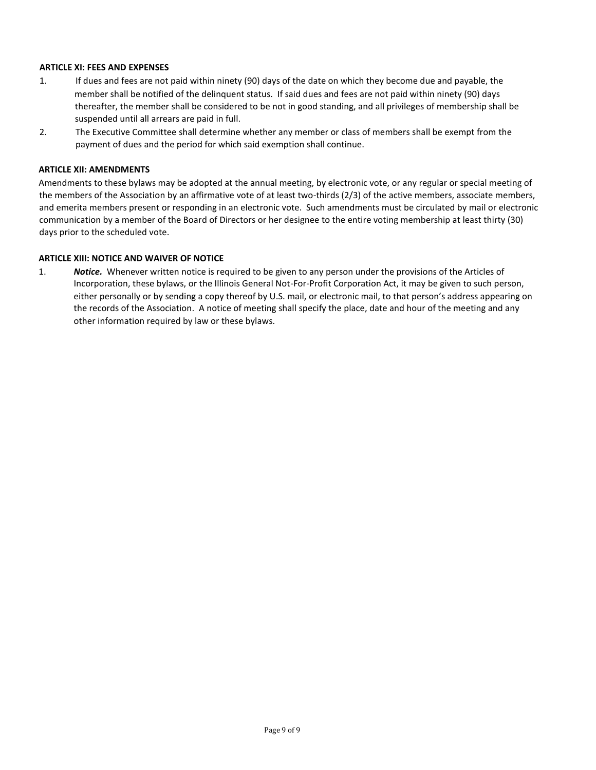**ARTICLE XI: FEES AND EXPENSES**

1. If dues and fees are not paid within ninety (90) days of the date on which they become due and payable, the member shall be notified of the delinquent status. If said dues and fees are not paid within ninety (90) days thereafter, the member shall be considered to be not in good standing, and all privileges of membership shall be suspended until all arrears are paid in full.
2. The Executive Committee shall determine whether any member or class of members shall be exempt from the payment of dues and the period for which said exemption shall continue.

**ARTICLE XII: AMENDMENTS**

Amendments to these bylaws may be adopted at the annual meeting, by electronic vote, or any regular or special meeting of the members of the Association by an affirmative vote of at least two-thirds (2/3) of the active members, associate members, and emerita members present or responding in an electronic vote. Such amendments must be circulated by mail or electronic communication by a member of the Board of Directors or her designee to the entire voting membership at least thirty (30) days prior to the scheduled vote.

**ARTICLE XIII: NOTICE AND WAIVER OF NOTICE**

1. ***Notice.*** Whenever written notice is required to be given to any person under the provisions of the Articles of Incorporation, these bylaws, or the Illinois General Not-For-Profit Corporation Act, it may be given to such person, either personally or by sending a copy thereof by U.S. mail, or electronic mail, to that person's address appearing on the records of the Association. A notice of meeting shall specify the place, date and hour of the meeting and any other information required by law or these bylaws.